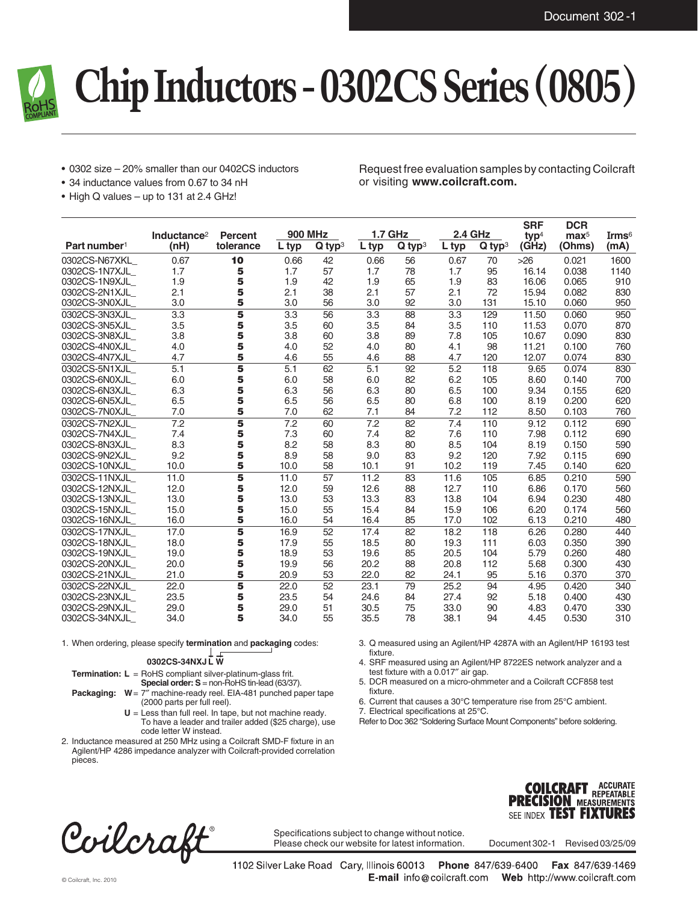# Chip Inductors - 0302CS Series (0805)

- 0302 size – 20% smaller than our 0402CS inductors
- 34 inductance values from 0.67 to 34 nH
- High Q values – up to 131 at 2.4 GHz!

Request free evaluation samples by contacting Coilcraft or visiting **www.coilcraft.com.**

| Part number[1] | Inductance[2] (nH) | Percent tolerance | 900 MHz L typ | 900 MHz Q typ[3] | 1.7 GHz L typ | 1.7 GHz Q typ[3] | 2.4 GHz L typ | 2.4 GHz Q typ[3] | SRF typ[4] (GHz) | DCR max[5] (Ohms) | Irms[6] (mA) |
|---|---|---|---|---|---|---|---|---|---|---|---|
| 0302CS-N67XKL_ | 0.67 | 10 | 0.66 | 42 | 0.66 | 56 | 0.67 | 70 | >26 | 0.021 | 1600 |
| 0302CS-1N7XJL_ | 1.7 | 5 | 1.7 | 57 | 1.7 | 78 | 1.7 | 95 | 16.14 | 0.038 | 1140 |
| 0302CS-1N9XJL_ | 1.9 | 5 | 1.9 | 42 | 1.9 | 65 | 1.9 | 83 | 16.06 | 0.065 | 910 |
| 0302CS-2N1XJL_ | 2.1 | 5 | 2.1 | 38 | 2.1 | 57 | 2.1 | 72 | 15.94 | 0.082 | 830 |
| 0302CS-3N0XJL_ | 3.0 | 5 | 3.0 | 56 | 3.0 | 92 | 3.0 | 131 | 15.10 | 0.060 | 950 |
| 0302CS-3N3XJL_ | 3.3 | 5 | 3.3 | 56 | 3.3 | 88 | 3.3 | 129 | 11.50 | 0.060 | 950 |
| 0302CS-3N5XJL_ | 3.5 | 5 | 3.5 | 60 | 3.5 | 84 | 3.5 | 110 | 11.53 | 0.070 | 870 |
| 0302CS-3N8XJL_ | 3.8 | 5 | 3.8 | 60 | 3.8 | 89 | 7.8 | 105 | 10.67 | 0.090 | 830 |
| 0302CS-4N0XJL_ | 4.0 | 5 | 4.0 | 52 | 4.0 | 80 | 4.1 | 98 | 11.21 | 0.100 | 760 |
| 0302CS-4N7XJL_ | 4.7 | 5 | 4.6 | 55 | 4.6 | 88 | 4.7 | 120 | 12.07 | 0.074 | 830 |
| 0302CS-5N1XJL_ | 5.1 | 5 | 5.1 | 62 | 5.1 | 92 | 5.2 | 118 | 9.65 | 0.074 | 830 |
| 0302CS-6N0XJL_ | 6.0 | 5 | 6.0 | 58 | 6.0 | 82 | 6.2 | 105 | 8.60 | 0.140 | 700 |
| 0302CS-6N3XJL_ | 6.3 | 5 | 6.3 | 56 | 6.3 | 80 | 6.5 | 100 | 9.34 | 0.155 | 620 |
| 0302CS-6N5XJL_ | 6.5 | 5 | 6.5 | 56 | 6.5 | 80 | 6.8 | 100 | 8.19 | 0.200 | 620 |
| 0302CS-7N0XJL_ | 7.0 | 5 | 7.0 | 62 | 7.1 | 84 | 7.2 | 112 | 8.50 | 0.103 | 760 |
| 0302CS-7N2XJL_ | 7.2 | 5 | 7.2 | 60 | 7.2 | 82 | 7.4 | 110 | 9.12 | 0.112 | 690 |
| 0302CS-7N4XJL_ | 7.4 | 5 | 7.3 | 60 | 7.4 | 82 | 7.6 | 110 | 7.98 | 0.112 | 690 |
| 0302CS-8N3XJL_ | 8.3 | 5 | 8.2 | 58 | 8.3 | 80 | 8.5 | 104 | 8.19 | 0.150 | 590 |
| 0302CS-9N2XJL_ | 9.2 | 5 | 8.9 | 58 | 9.0 | 83 | 9.2 | 120 | 7.92 | 0.115 | 690 |
| 0302CS-10NXJL_ | 10.0 | 5 | 10.0 | 58 | 10.1 | 91 | 10.2 | 119 | 7.45 | 0.140 | 620 |
| 0302CS-11NXJL_ | 11.0 | 5 | 11.0 | 57 | 11.2 | 83 | 11.6 | 105 | 6.85 | 0.210 | 590 |
| 0302CS-12NXJL_ | 12.0 | 5 | 12.0 | 59 | 12.6 | 88 | 12.7 | 110 | 6.86 | 0.170 | 560 |
| 0302CS-13NXJL_ | 13.0 | 5 | 13.0 | 53 | 13.3 | 83 | 13.8 | 104 | 6.94 | 0.230 | 480 |
| 0302CS-15NXJL_ | 15.0 | 5 | 15.0 | 55 | 15.4 | 84 | 15.9 | 106 | 6.20 | 0.174 | 560 |
| 0302CS-16NXJL_ | 16.0 | 5 | 16.0 | 54 | 16.4 | 85 | 17.0 | 102 | 6.13 | 0.210 | 480 |
| 0302CS-17NXJL_ | 17.0 | 5 | 16.9 | 52 | 17.4 | 82 | 18.2 | 118 | 6.26 | 0.280 | 440 |
| 0302CS-18NXJL_ | 18.0 | 5 | 17.9 | 55 | 18.5 | 80 | 19.3 | 111 | 6.03 | 0.350 | 390 |
| 0302CS-19NXJL_ | 19.0 | 5 | 18.9 | 53 | 19.6 | 85 | 20.5 | 104 | 5.79 | 0.260 | 480 |
| 0302CS-20NXJL_ | 20.0 | 5 | 19.9 | 56 | 20.2 | 88 | 20.8 | 112 | 5.68 | 0.300 | 430 |
| 0302CS-21NXJL_ | 21.0 | 5 | 20.9 | 53 | 22.0 | 82 | 24.1 | 95 | 5.16 | 0.370 | 370 |
| 0302CS-22NXJL_ | 22.0 | 5 | 22.0 | 52 | 23.1 | 79 | 25.2 | 94 | 4.95 | 0.420 | 340 |
| 0302CS-23NXJL_ | 23.5 | 5 | 23.5 | 54 | 24.6 | 84 | 27.4 | 92 | 5.18 | 0.400 | 430 |
| 0302CS-29NXJL_ | 29.0 | 5 | 29.0 | 51 | 30.5 | 75 | 33.0 | 90 | 4.83 | 0.470 | 330 |
| 0302CS-34NXJL_ | 34.0 | 5 | 34.0 | 55 | 35.5 | 78 | 38.1 | 94 | 4.45 | 0.530 | 310 |

1. When ordering, please specify **termination** and **packaging** codes:

   **0302CS-34NXJL W**

   **Termination: L** = RoHS compliant silver-platinum-glass frit.
   **Special order: S** = non-RoHS tin-lead (63/37).

   **Packaging: W** = 7″ machine-ready reel. EIA-481 punched paper tape (2000 parts per full reel).
   **U** = Less than full reel. In tape, but not machine ready. To have a leader and trailer added ($25 charge), use code letter W instead.

2. Inductance measured at 250 MHz using a Coilcraft SMD-F fixture in an Agilent/HP 4286 impedance analyzer with Coilcraft-provided correlation pieces.
3. Q measured using an Agilent/HP 4287A with an Agilent/HP 16193 test fixture.
4. SRF measured using an Agilent/HP 8722ES network analyzer and a test fixture with a 0.017″ air gap.
5. DCR measured on a micro-ohmmeter and a Coilcraft CCF858 test fixture.
6. Current that causes a 30°C temperature rise from 25°C ambient.
7. Electrical specifications at 25°C.

Refer to Doc 362 "Soldering Surface Mount Components" before soldering.

COILCRAFT PRECISION TEST FIXTURES — ACCURATE REPEATABLE MEASUREMENTS — SEE INDEX

Specifications subject to change without notice.
Please check our website for latest information.

Document 302-1 Revised 03/25/09

1102 Silver Lake Road Cary, Illinois 60013 **Phone** 847/639-6400 **Fax** 847/639-1469
**E-mail** info@coilcraft.com **Web** http://www.coilcraft.com

© Coilcraft, Inc. 2010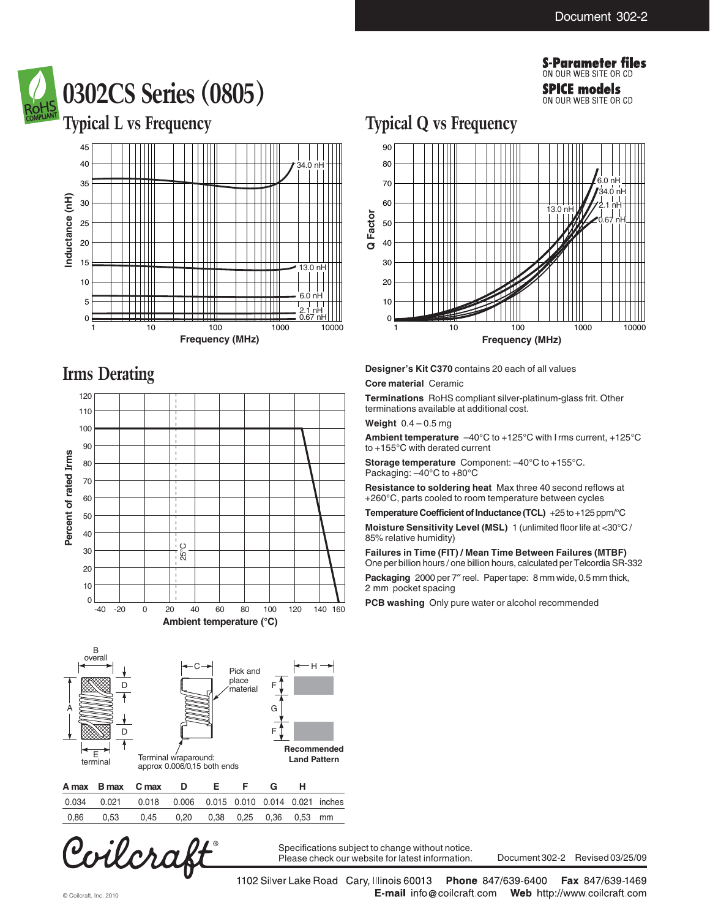# 0302CS Series (0805)

**S-Parameter files** ON OUR WEB SITE OR CD

**SPICE models** ON OUR WEB SITE OR CD

## Typical L vs Frequency

Inductance (nH)

45
40
35
30
25
20
15
10
5
0

34.0 nH
13.0 nH
6.0 nH
2.1 nH
0.67 nH

1 10 100 1000 10000

Frequency (MHz)

## Typical Q vs Frequency

Q Factor

90
80
70
60
50
40
30
20
10
0

6.0 nH
34.0 nH
13.0 nH
2.1 nH
0.67 nH

1 10 100 1000 10000

Frequency (MHz)

## Irms Derating

Percent of rated Irms

120
110
100
90
80
70
60
50
40
30
20
10
0

25°C

-40 -20 0 20 40 60 80 100 120 140 160

Ambient temperature (°C)

**Designer's Kit C370** contains 20 each of all values

**Core material** Ceramic

**Terminations** RoHS compliant silver-platinum-glass frit. Other terminations available at additional cost.

**Weight** 0.4 – 0.5 mg

**Ambient temperature** –40°C to +125°C with Irms current, +125°C to +155°C with derated current

**Storage temperature** Component: –40°C to +155°C. Packaging: –40°C to +80°C

**Resistance to soldering heat** Max three 40 second reflows at +260°C, parts cooled to room temperature between cycles

**Temperature Coefficient of Inductance (TCL)** +25 to +125 ppm/°C

**Moisture Sensitivity Level (MSL)** 1 (unlimited floor life at <30°C / 85% relative humidity)

**Failures in Time (FIT) / Mean Time Between Failures (MTBF)** One per billion hours / one billion hours, calculated per Telcordia SR-332

**Packaging** 2000 per 7″ reel. Paper tape: 8 mm wide, 0.5 mm thick, 2 mm pocket spacing

**PCB washing** Only pure water or alcohol recommended

B overall
A
D
D
E terminal
C
Pick and place material
Terminal wraparound: approx 0.006/0,15 both ends
H
F
G
F
**Recommended Land Pattern**

| A max | B max | C max | D | E | F | G | H | |
|---|---|---|---|---|---|---|---|---|
| 0.034 | 0.021 | 0.018 | 0.006 | 0.015 | 0.010 | 0.014 | 0.021 | inches |
| 0,86 | 0,53 | 0,45 | 0,20 | 0,38 | 0,25 | 0,36 | 0,53 | mm |

Coilcraft®

Specifications subject to change without notice.
Please check our website for latest information.

Document 302-2 Revised 03/25/09

1102 Silver Lake Road Cary, Illinois 60013 **Phone** 847/639-6400 **Fax** 847/639-1469
**E-mail** info@coilcraft.com **Web** http://www.coilcraft.com

© Coilcraft, Inc. 2010